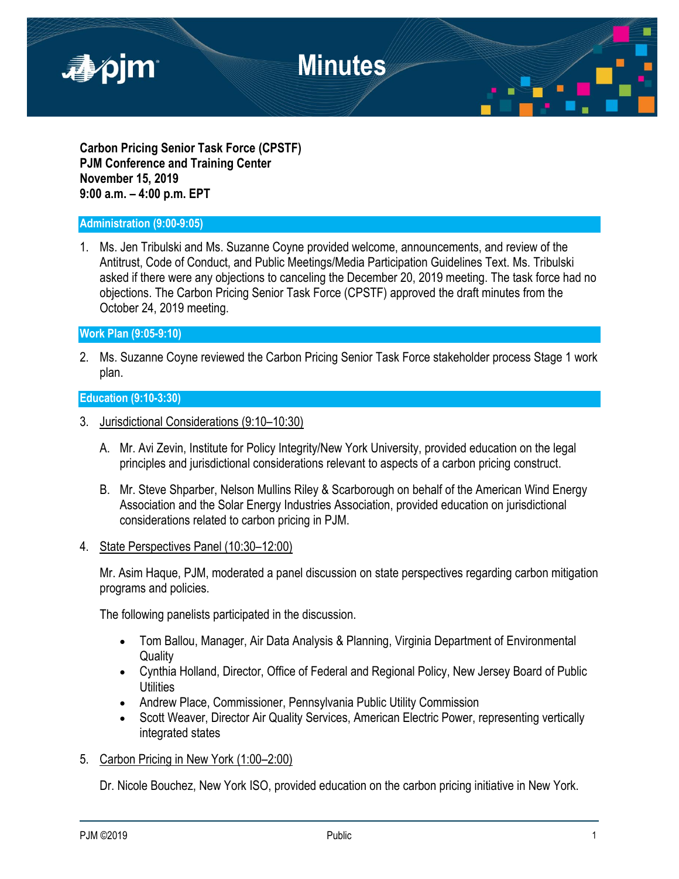# Minutes

**Carbon Pricing Senior Task Force (CPSTF)**
**PJM Conference and Training Center**
**November 15, 2019**
**9:00 a.m. – 4:00 p.m. EPT**

## Administration (9:00-9:05)

1. Ms. Jen Tribulski and Ms. Suzanne Coyne provided welcome, announcements, and review of the Antitrust, Code of Conduct, and Public Meetings/Media Participation Guidelines Text. Ms. Tribulski asked if there were any objections to canceling the December 20, 2019 meeting. The task force had no objections. The Carbon Pricing Senior Task Force (CPSTF) approved the draft minutes from the October 24, 2019 meeting.

## Work Plan (9:05-9:10)

2. Ms. Suzanne Coyne reviewed the Carbon Pricing Senior Task Force stakeholder process Stage 1 work plan.

## Education (9:10-3:30)

3. Jurisdictional Considerations (9:10–10:30)

   A. Mr. Avi Zevin, Institute for Policy Integrity/New York University, provided education on the legal principles and jurisdictional considerations relevant to aspects of a carbon pricing construct.

   B. Mr. Steve Shparber, Nelson Mullins Riley & Scarborough on behalf of the American Wind Energy Association and the Solar Energy Industries Association, provided education on jurisdictional considerations related to carbon pricing in PJM.

4. State Perspectives Panel (10:30–12:00)

   Mr. Asim Haque, PJM, moderated a panel discussion on state perspectives regarding carbon mitigation programs and policies.

   The following panelists participated in the discussion.

   - Tom Ballou, Manager, Air Data Analysis & Planning, Virginia Department of Environmental Quality
   - Cynthia Holland, Director, Office of Federal and Regional Policy, New Jersey Board of Public Utilities
   - Andrew Place, Commissioner, Pennsylvania Public Utility Commission
   - Scott Weaver, Director Air Quality Services, American Electric Power, representing vertically integrated states

5. Carbon Pricing in New York (1:00–2:00)

   Dr. Nicole Bouchez, New York ISO, provided education on the carbon pricing initiative in New York.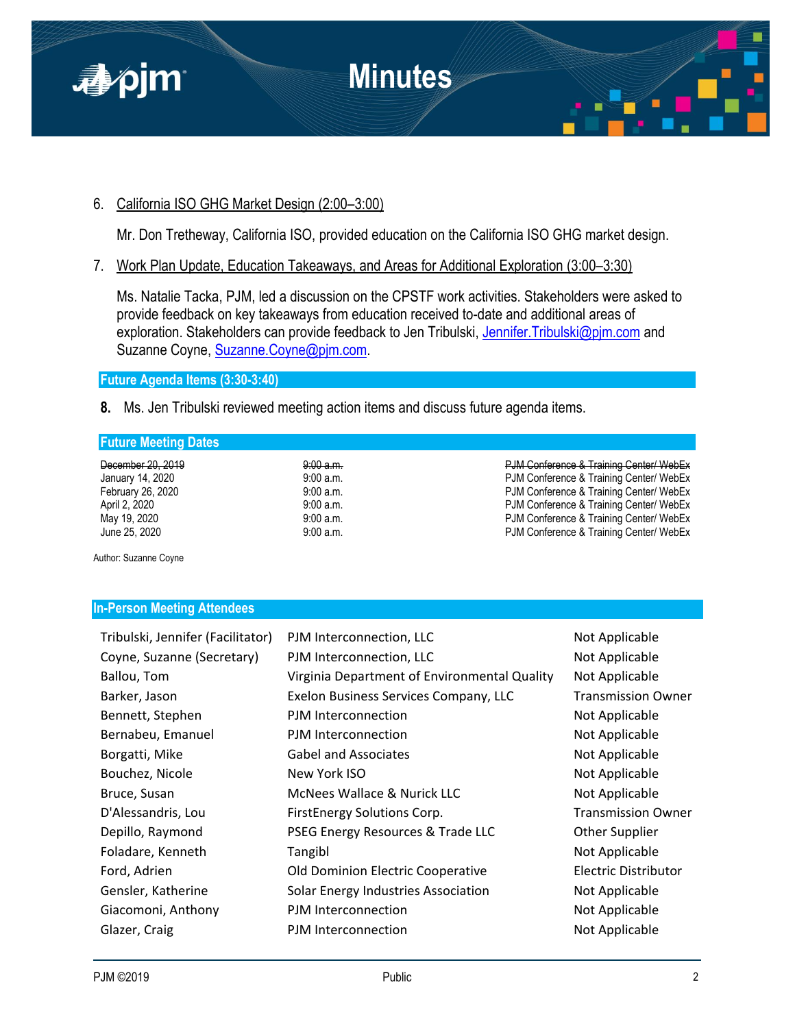6. California ISO GHG Market Design (2:00–3:00)

   Mr. Don Tretheway, California ISO, provided education on the California ISO GHG market design.

7. Work Plan Update, Education Takeaways, and Areas for Additional Exploration (3:00–3:30)

   Ms. Natalie Tacka, PJM, led a discussion on the CPSTF work activities. Stakeholders were asked to provide feedback on key takeaways from education received to-date and additional areas of exploration. Stakeholders can provide feedback to Jen Tribulski, Jennifer.Tribulski@pjm.com and Suzanne Coyne, Suzanne.Coyne@pjm.com.

## Future Agenda Items (3:30-3:40)

**8.** Ms. Jen Tribulski reviewed meeting action items and discuss future agenda items.

## Future Meeting Dates

| | | |
|---|---|---|
| ~~December 20, 2019~~ | ~~9:00 a.m.~~ | ~~PJM Conference & Training Center/ WebEx~~ |
| January 14, 2020 | 9:00 a.m. | PJM Conference & Training Center/ WebEx |
| February 26, 2020 | 9:00 a.m. | PJM Conference & Training Center/ WebEx |
| April 2, 2020 | 9:00 a.m. | PJM Conference & Training Center/ WebEx |
| May 19, 2020 | 9:00 a.m. | PJM Conference & Training Center/ WebEx |
| June 25, 2020 | 9:00 a.m. | PJM Conference & Training Center/ WebEx |

Author: Suzanne Coyne

## In-Person Meeting Attendees

| | | |
|---|---|---|
| Tribulski, Jennifer (Facilitator) | PJM Interconnection, LLC | Not Applicable |
| Coyne, Suzanne (Secretary) | PJM Interconnection, LLC | Not Applicable |
| Ballou, Tom | Virginia Department of Environmental Quality | Not Applicable |
| Barker, Jason | Exelon Business Services Company, LLC | Transmission Owner |
| Bennett, Stephen | PJM Interconnection | Not Applicable |
| Bernabeu, Emanuel | PJM Interconnection | Not Applicable |
| Borgatti, Mike | Gabel and Associates | Not Applicable |
| Bouchez, Nicole | New York ISO | Not Applicable |
| Bruce, Susan | McNees Wallace & Nurick LLC | Not Applicable |
| D'Alessandris, Lou | FirstEnergy Solutions Corp. | Transmission Owner |
| Depillo, Raymond | PSEG Energy Resources & Trade LLC | Other Supplier |
| Foladare, Kenneth | Tangibl | Not Applicable |
| Ford, Adrien | Old Dominion Electric Cooperative | Electric Distributor |
| Gensler, Katherine | Solar Energy Industries Association | Not Applicable |
| Giacomoni, Anthony | PJM Interconnection | Not Applicable |
| Glazer, Craig | PJM Interconnection | Not Applicable |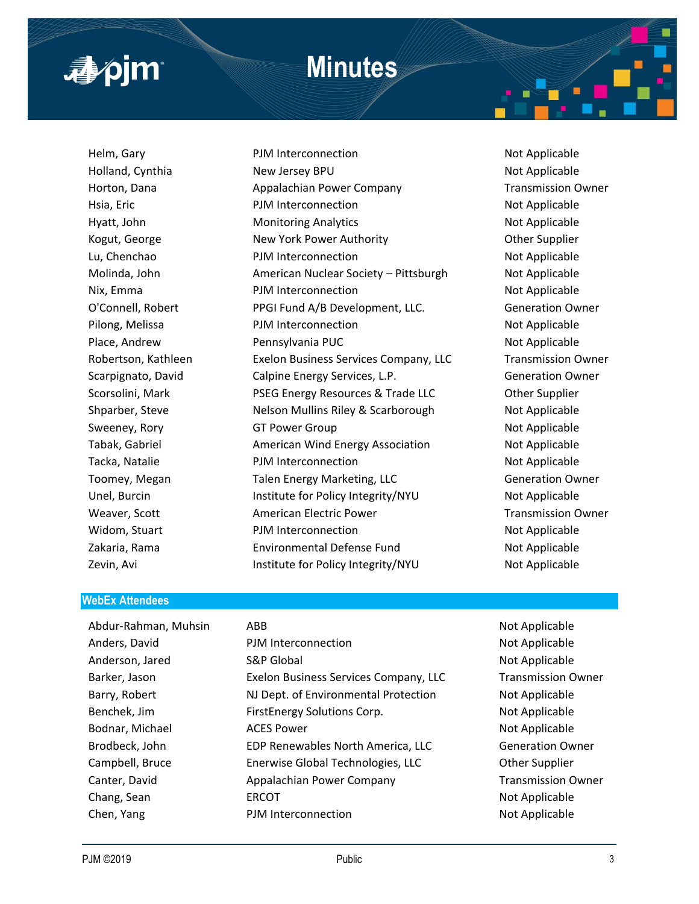| | | |
|---|---|---|
| Helm, Gary | PJM Interconnection | Not Applicable |
| Holland, Cynthia | New Jersey BPU | Not Applicable |
| Horton, Dana | Appalachian Power Company | Transmission Owner |
| Hsia, Eric | PJM Interconnection | Not Applicable |
| Hyatt, John | Monitoring Analytics | Not Applicable |
| Kogut, George | New York Power Authority | Other Supplier |
| Lu, Chenchao | PJM Interconnection | Not Applicable |
| Molinda, John | American Nuclear Society – Pittsburgh | Not Applicable |
| Nix, Emma | PJM Interconnection | Not Applicable |
| O'Connell, Robert | PPGI Fund A/B Development, LLC. | Generation Owner |
| Pilong, Melissa | PJM Interconnection | Not Applicable |
| Place, Andrew | Pennsylvania PUC | Not Applicable |
| Robertson, Kathleen | Exelon Business Services Company, LLC | Transmission Owner |
| Scarpignato, David | Calpine Energy Services, L.P. | Generation Owner |
| Scorsolini, Mark | PSEG Energy Resources & Trade LLC | Other Supplier |
| Shparber, Steve | Nelson Mullins Riley & Scarborough | Not Applicable |
| Sweeney, Rory | GT Power Group | Not Applicable |
| Tabak, Gabriel | American Wind Energy Association | Not Applicable |
| Tacka, Natalie | PJM Interconnection | Not Applicable |
| Toomey, Megan | Talen Energy Marketing, LLC | Generation Owner |
| Unel, Burcin | Institute for Policy Integrity/NYU | Not Applicable |
| Weaver, Scott | American Electric Power | Transmission Owner |
| Widom, Stuart | PJM Interconnection | Not Applicable |
| Zakaria, Rama | Environmental Defense Fund | Not Applicable |
| Zevin, Avi | Institute for Policy Integrity/NYU | Not Applicable |

## WebEx Attendees

| | | |
|---|---|---|
| Abdur-Rahman, Muhsin | ABB | Not Applicable |
| Anders, David | PJM Interconnection | Not Applicable |
| Anderson, Jared | S&P Global | Not Applicable |
| Barker, Jason | Exelon Business Services Company, LLC | Transmission Owner |
| Barry, Robert | NJ Dept. of Environmental Protection | Not Applicable |
| Benchek, Jim | FirstEnergy Solutions Corp. | Not Applicable |
| Bodnar, Michael | ACES Power | Not Applicable |
| Brodbeck, John | EDP Renewables North America, LLC | Generation Owner |
| Campbell, Bruce | Enerwise Global Technologies, LLC | Other Supplier |
| Canter, David | Appalachian Power Company | Transmission Owner |
| Chang, Sean | ERCOT | Not Applicable |
| Chen, Yang | PJM Interconnection | Not Applicable |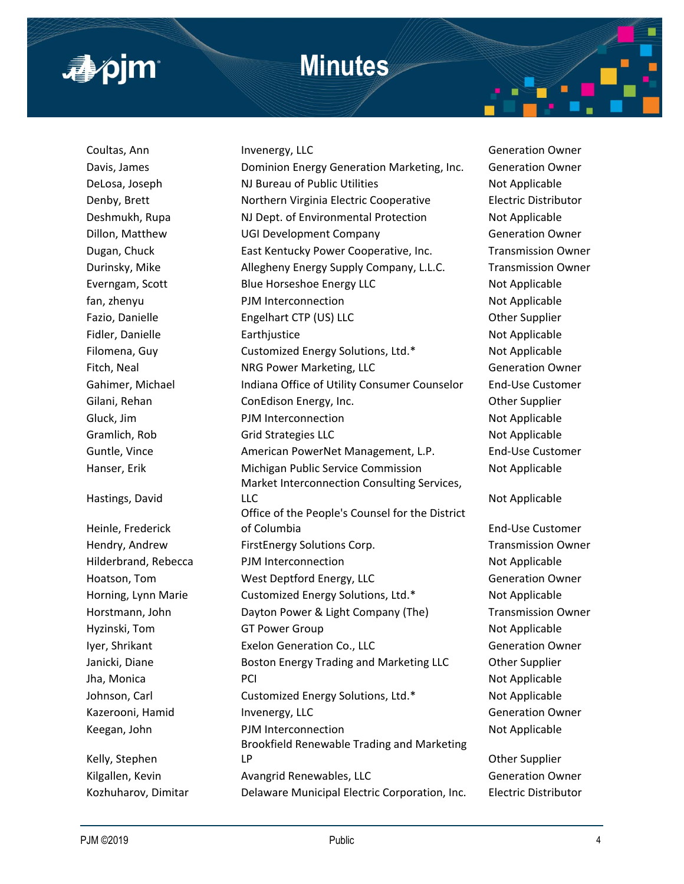| | | |
|---|---|---|
| Coultas, Ann | Invenergy, LLC | Generation Owner |
| Davis, James | Dominion Energy Generation Marketing, Inc. | Generation Owner |
| DeLosa, Joseph | NJ Bureau of Public Utilities | Not Applicable |
| Denby, Brett | Northern Virginia Electric Cooperative | Electric Distributor |
| Deshmukh, Rupa | NJ Dept. of Environmental Protection | Not Applicable |
| Dillon, Matthew | UGI Development Company | Generation Owner |
| Dugan, Chuck | East Kentucky Power Cooperative, Inc. | Transmission Owner |
| Durinsky, Mike | Allegheny Energy Supply Company, L.L.C. | Transmission Owner |
| Everngam, Scott | Blue Horseshoe Energy LLC | Not Applicable |
| fan, zhenyu | PJM Interconnection | Not Applicable |
| Fazio, Danielle | Engelhart CTP (US) LLC | Other Supplier |
| Fidler, Danielle | Earthjustice | Not Applicable |
| Filomena, Guy | Customized Energy Solutions, Ltd.* | Not Applicable |
| Fitch, Neal | NRG Power Marketing, LLC | Generation Owner |
| Gahimer, Michael | Indiana Office of Utility Consumer Counselor | End-Use Customer |
| Gilani, Rehan | ConEdison Energy, Inc. | Other Supplier |
| Gluck, Jim | PJM Interconnection | Not Applicable |
| Gramlich, Rob | Grid Strategies LLC | Not Applicable |
| Guntle, Vince | American PowerNet Management, L.P. | End-Use Customer |
| Hanser, Erik | Michigan Public Service Commission | Not Applicable |
| Hastings, David | Market Interconnection Consulting Services, LLC | Not Applicable |
| Heinle, Frederick | Office of the People's Counsel for the District of Columbia | End-Use Customer |
| Hendry, Andrew | FirstEnergy Solutions Corp. | Transmission Owner |
| Hilderbrand, Rebecca | PJM Interconnection | Not Applicable |
| Hoatson, Tom | West Deptford Energy, LLC | Generation Owner |
| Horning, Lynn Marie | Customized Energy Solutions, Ltd.* | Not Applicable |
| Horstmann, John | Dayton Power & Light Company (The) | Transmission Owner |
| Hyzinski, Tom | GT Power Group | Not Applicable |
| Iyer, Shrikant | Exelon Generation Co., LLC | Generation Owner |
| Janicki, Diane | Boston Energy Trading and Marketing LLC | Other Supplier |
| Jha, Monica | PCI | Not Applicable |
| Johnson, Carl | Customized Energy Solutions, Ltd.* | Not Applicable |
| Kazerooni, Hamid | Invenergy, LLC | Generation Owner |
| Keegan, John | PJM Interconnection | Not Applicable |
| Kelly, Stephen | Brookfield Renewable Trading and Marketing LP | Other Supplier |
| Kilgallen, Kevin | Avangrid Renewables, LLC | Generation Owner |
| Kozhuharov, Dimitar | Delaware Municipal Electric Corporation, Inc. | Electric Distributor |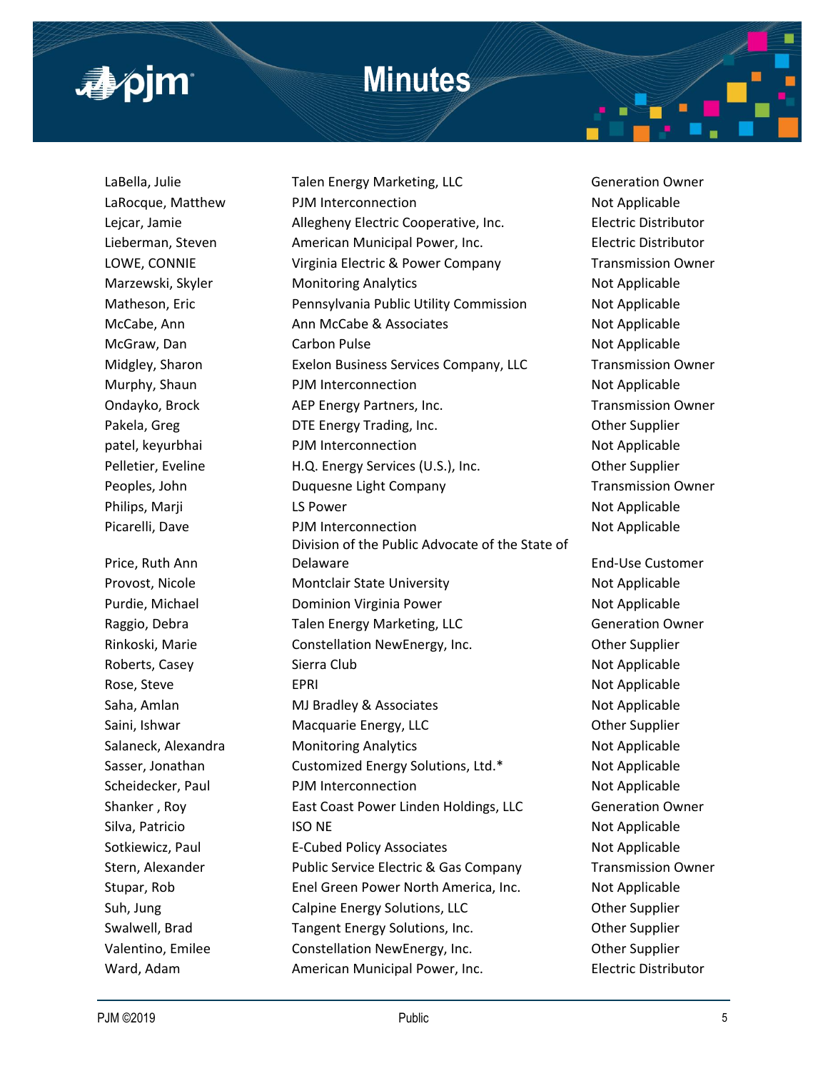| | | |
|---|---|---|
| LaBella, Julie | Talen Energy Marketing, LLC | Generation Owner |
| LaRocque, Matthew | PJM Interconnection | Not Applicable |
| Lejcar, Jamie | Allegheny Electric Cooperative, Inc. | Electric Distributor |
| Lieberman, Steven | American Municipal Power, Inc. | Electric Distributor |
| LOWE, CONNIE | Virginia Electric & Power Company | Transmission Owner |
| Marzewski, Skyler | Monitoring Analytics | Not Applicable |
| Matheson, Eric | Pennsylvania Public Utility Commission | Not Applicable |
| McCabe, Ann | Ann McCabe & Associates | Not Applicable |
| McGraw, Dan | Carbon Pulse | Not Applicable |
| Midgley, Sharon | Exelon Business Services Company, LLC | Transmission Owner |
| Murphy, Shaun | PJM Interconnection | Not Applicable |
| Ondayko, Brock | AEP Energy Partners, Inc. | Transmission Owner |
| Pakela, Greg | DTE Energy Trading, Inc. | Other Supplier |
| patel, keyurbhai | PJM Interconnection | Not Applicable |
| Pelletier, Eveline | H.Q. Energy Services (U.S.), Inc. | Other Supplier |
| Peoples, John | Duquesne Light Company | Transmission Owner |
| Philips, Marji | LS Power | Not Applicable |
| Picarelli, Dave | PJM Interconnection | Not Applicable |
| Price, Ruth Ann | Division of the Public Advocate of the State of Delaware | End-Use Customer |
| Provost, Nicole | Montclair State University | Not Applicable |
| Purdie, Michael | Dominion Virginia Power | Not Applicable |
| Raggio, Debra | Talen Energy Marketing, LLC | Generation Owner |
| Rinkoski, Marie | Constellation NewEnergy, Inc. | Other Supplier |
| Roberts, Casey | Sierra Club | Not Applicable |
| Rose, Steve | EPRI | Not Applicable |
| Saha, Amlan | MJ Bradley & Associates | Not Applicable |
| Saini, Ishwar | Macquarie Energy, LLC | Other Supplier |
| Salaneck, Alexandra | Monitoring Analytics | Not Applicable |
| Sasser, Jonathan | Customized Energy Solutions, Ltd.* | Not Applicable |
| Scheidecker, Paul | PJM Interconnection | Not Applicable |
| Shanker , Roy | East Coast Power Linden Holdings, LLC | Generation Owner |
| Silva, Patricio | ISO NE | Not Applicable |
| Sotkiewicz, Paul | E-Cubed Policy Associates | Not Applicable |
| Stern, Alexander | Public Service Electric & Gas Company | Transmission Owner |
| Stupar, Rob | Enel Green Power North America, Inc. | Not Applicable |
| Suh, Jung | Calpine Energy Solutions, LLC | Other Supplier |
| Swalwell, Brad | Tangent Energy Solutions, Inc. | Other Supplier |
| Valentino, Emilee | Constellation NewEnergy, Inc. | Other Supplier |
| Ward, Adam | American Municipal Power, Inc. | Electric Distributor |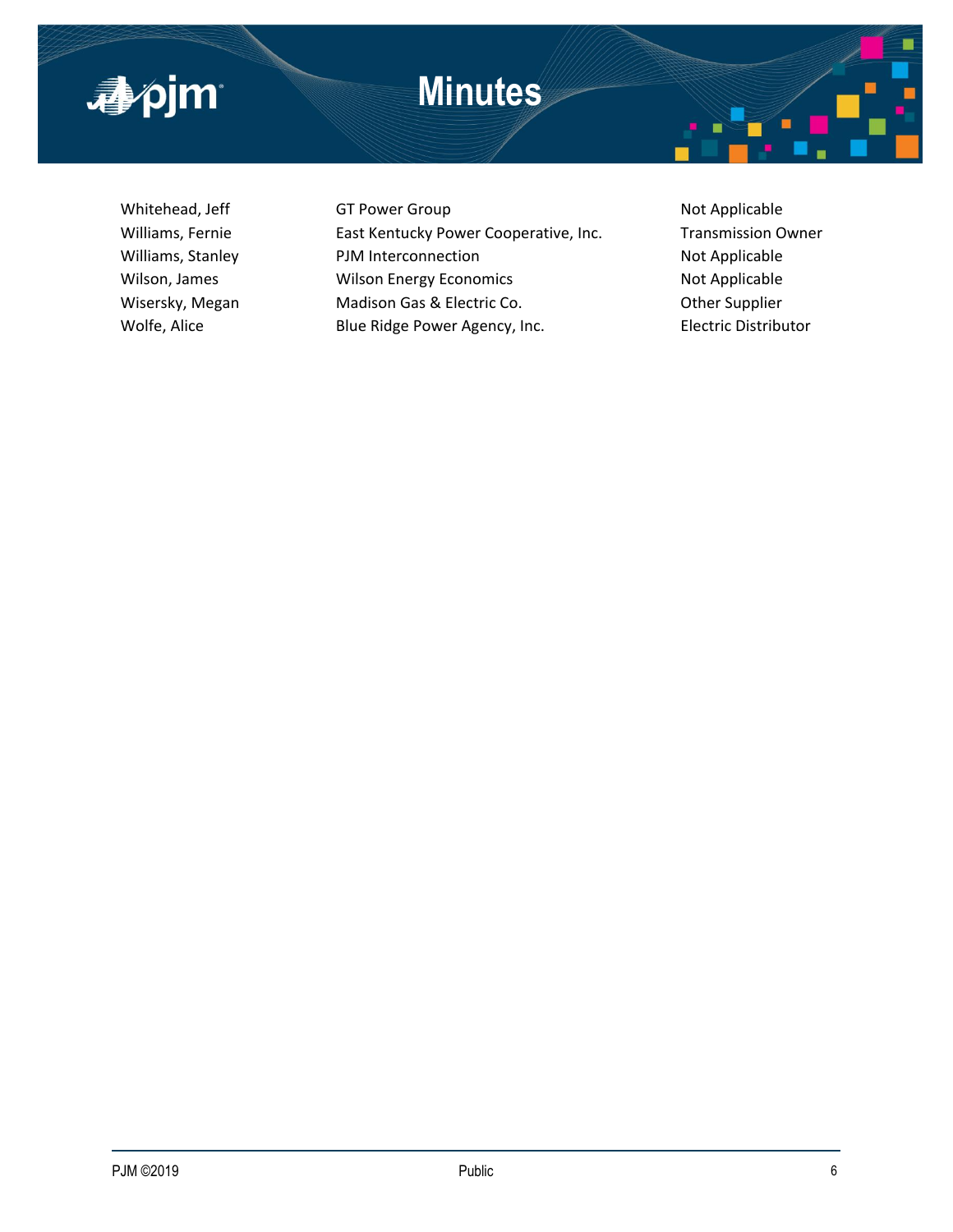| | | |
|---|---|---|
| Whitehead, Jeff | GT Power Group | Not Applicable |
| Williams, Fernie | East Kentucky Power Cooperative, Inc. | Transmission Owner |
| Williams, Stanley | PJM Interconnection | Not Applicable |
| Wilson, James | Wilson Energy Economics | Not Applicable |
| Wisersky, Megan | Madison Gas & Electric Co. | Other Supplier |
| Wolfe, Alice | Blue Ridge Power Agency, Inc. | Electric Distributor |